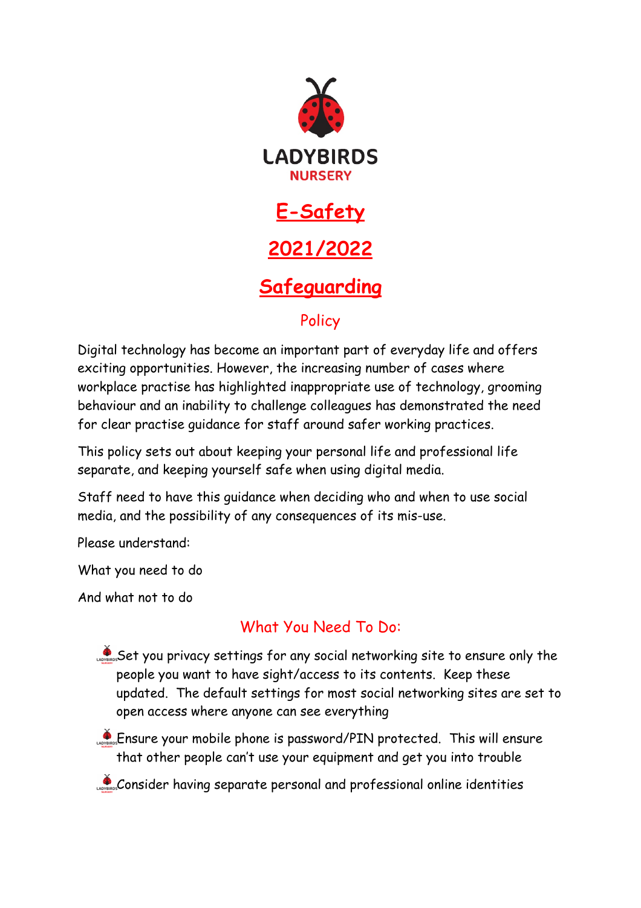LADYBIRDS

NURSERY

# E-Safety

# 2021/2022

# Safeguarding

## Policy

Digital technology has become an important part of everyday life and offers exciting opportunities. However, the increasing number of cases where workplace practise has highlighted inappropriate use of technology, grooming behaviour and an inability to challenge colleagues has demonstrated the need for clear practise guidance for staff around safer working practices.

This policy sets out about keeping your personal life and professional life separate, and keeping yourself safe when using digital media.

Staff need to have this guidance when deciding who and when to use social media, and the possibility of any consequences of its mis-use.

Please understand:

What you need to do

And what not to do

## What You Need To Do:

- Set you privacy settings for any social networking site to ensure only the people you want to have sight/access to its contents. Keep these updated. The default settings for most social networking sites are set to open access where anyone can see everything
- Ensure your mobile phone is password/PIN protected. This will ensure that other people can't use your equipment and get you into trouble
- Consider having separate personal and professional online identities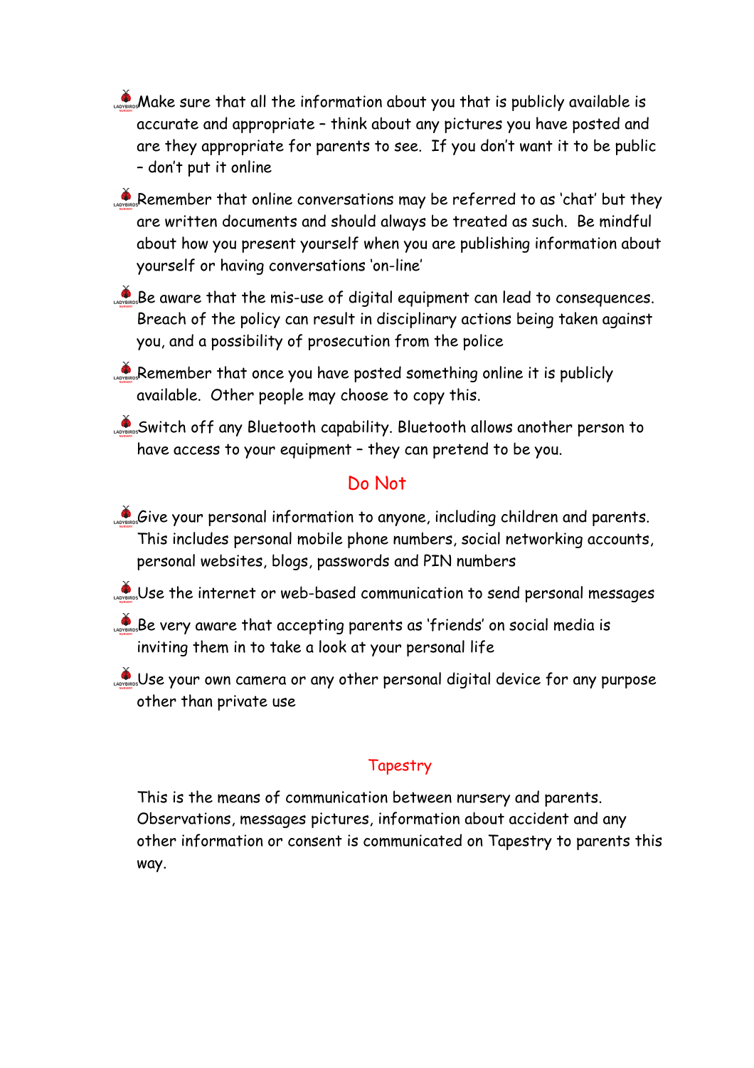- Make sure that all the information about you that is publicly available is accurate and appropriate – think about any pictures you have posted and are they appropriate for parents to see. If you don't want it to be public – don't put it online
- Remember that online conversations may be referred to as 'chat' but they are written documents and should always be treated as such. Be mindful about how you present yourself when you are publishing information about yourself or having conversations 'on-line'
- Be aware that the mis-use of digital equipment can lead to consequences. Breach of the policy can result in disciplinary actions being taken against you, and a possibility of prosecution from the police
- Remember that once you have posted something online it is publicly available. Other people may choose to copy this.
- Switch off any Bluetooth capability. Bluetooth allows another person to have access to your equipment – they can pretend to be you.

## Do Not

- Give your personal information to anyone, including children and parents. This includes personal mobile phone numbers, social networking accounts, personal websites, blogs, passwords and PIN numbers
- Use the internet or web-based communication to send personal messages
- Be very aware that accepting parents as 'friends' on social media is inviting them in to take a look at your personal life
- Use your own camera or any other personal digital device for any purpose other than private use

## Tapestry

This is the means of communication between nursery and parents. Observations, messages pictures, information about accident and any other information or consent is communicated on Tapestry to parents this way.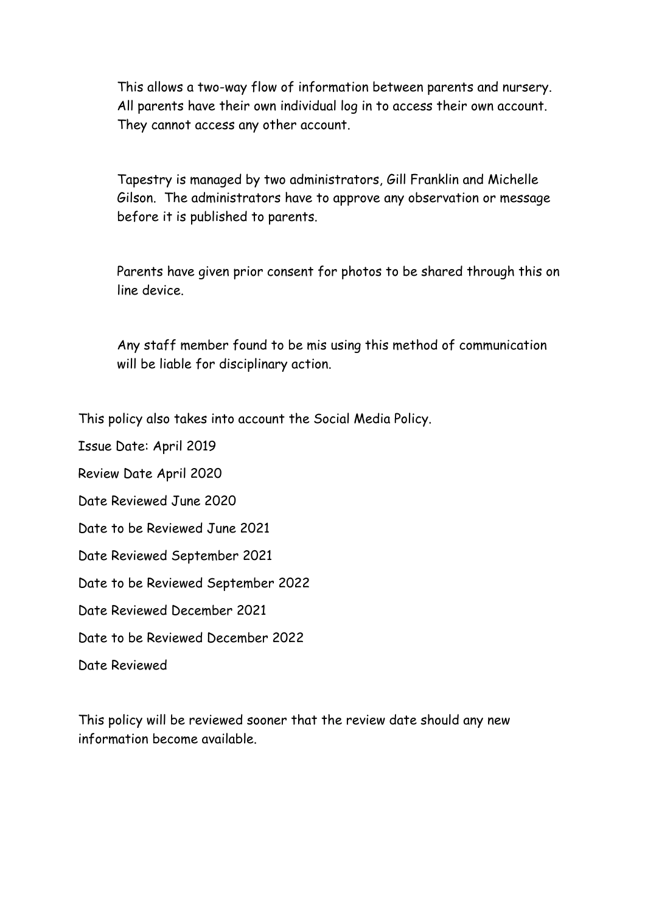This allows a two-way flow of information between parents and nursery. All parents have their own individual log in to access their own account. They cannot access any other account.

Tapestry is managed by two administrators, Gill Franklin and Michelle Gilson. The administrators have to approve any observation or message before it is published to parents.

Parents have given prior consent for photos to be shared through this on line device.

Any staff member found to be mis using this method of communication will be liable for disciplinary action.

This policy also takes into account the Social Media Policy.

Issue Date: April 2019

Review Date April 2020

Date Reviewed June 2020

Date to be Reviewed June 2021

Date Reviewed September 2021

Date to be Reviewed September 2022

Date Reviewed December 2021

Date to be Reviewed December 2022

Date Reviewed

This policy will be reviewed sooner that the review date should any new information become available.